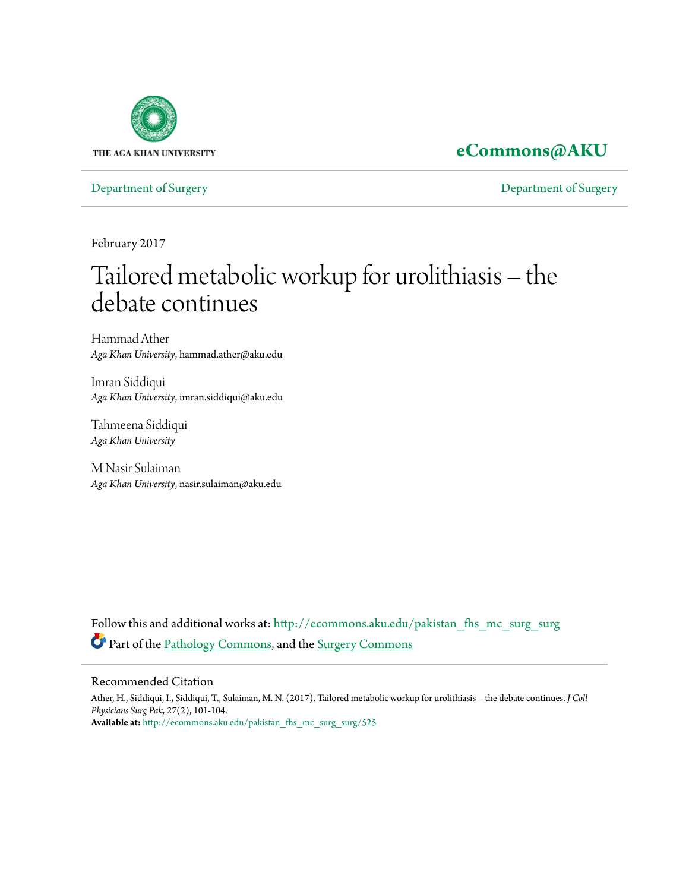THE AGA KHAN UNIVERSITY

**eCommons@AKU**

Department of Surgery | Department of Surgery

February 2017

# Tailored metabolic workup for urolithiasis – the debate continues

Hammad Ather
*Aga Khan University*, hammad.ather@aku.edu

Imran Siddiqui
*Aga Khan University*, imran.siddiqui@aku.edu

Tahmeena Siddiqui
*Aga Khan University*

M Nasir Sulaiman
*Aga Khan University*, nasir.sulaiman@aku.edu

Follow this and additional works at: http://ecommons.aku.edu/pakistan_fhs_mc_surg_surg

Part of the Pathology Commons, and the Surgery Commons

## Recommended Citation

Ather, H., Siddiqui, I., Siddiqui, T., Sulaiman, M. N. (2017). Tailored metabolic workup for urolithiasis – the debate continues. *J Coll Physicians Surg Pak, 27*(2), 101-104.
**Available at:** http://ecommons.aku.edu/pakistan_fhs_mc_surg_surg/525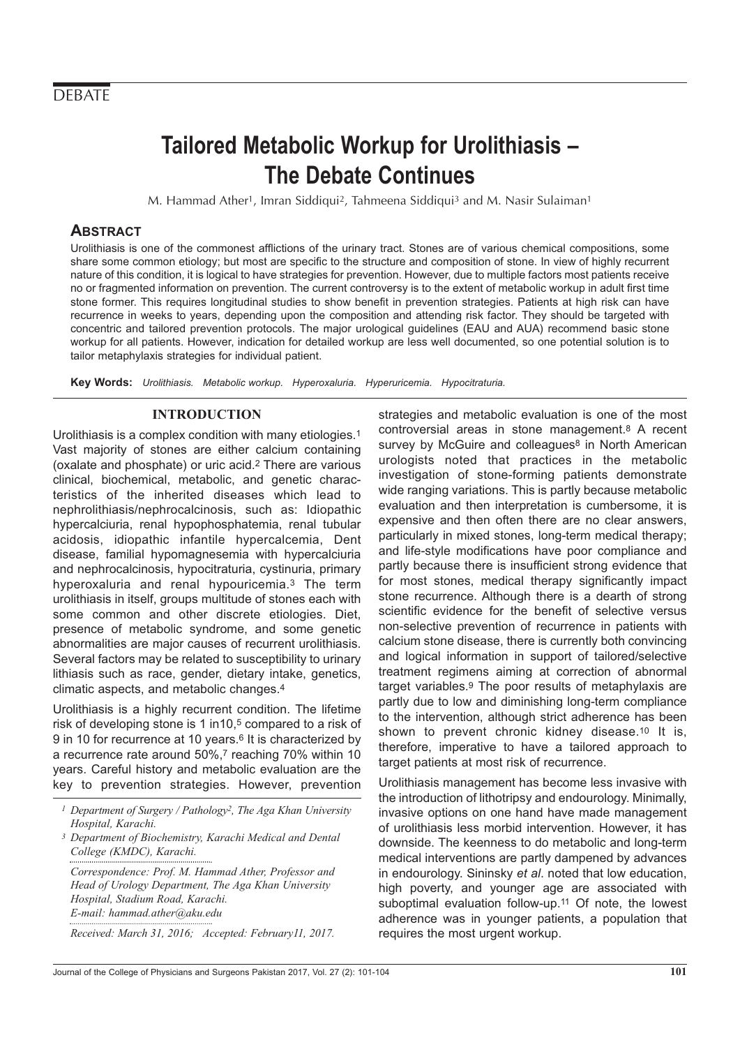DEBATE

# Tailored Metabolic Workup for Urolithiasis – The Debate Continues

M. Hammad Ather[1], Imran Siddiqui[2], Tahmeena Siddiqui[3] and M. Nasir Sulaiman[1]

## Abstract

Urolithiasis is one of the commonest afflictions of the urinary tract. Stones are of various chemical compositions, some share some common etiology; but most are specific to the structure and composition of stone. In view of highly recurrent nature of this condition, it is logical to have strategies for prevention. However, due to multiple factors most patients receive no or fragmented information on prevention. The current controversy is to the extent of metabolic workup in adult first time stone former. This requires longitudinal studies to show benefit in prevention strategies. Patients at high risk can have recurrence in weeks to years, depending upon the composition and attending risk factor. They should be targeted with concentric and tailored prevention protocols. The major urological guidelines (EAU and AUA) recommend basic stone workup for all patients. However, indication for detailed workup are less well documented, so one potential solution is to tailor metaphylaxis strategies for individual patient.

**Key Words:** *Urolithiasis. Metabolic workup. Hyperoxaluria. Hyperuricemia. Hypocitraturia.*

## INTRODUCTION

Urolithiasis is a complex condition with many etiologies.[1] Vast majority of stones are either calcium containing (oxalate and phosphate) or uric acid.[2] There are various clinical, biochemical, metabolic, and genetic characteristics of the inherited diseases which lead to nephrolithiasis/nephrocalcinosis, such as: Idiopathic hypercalciuria, renal hypophosphatemia, renal tubular acidosis, idiopathic infantile hypercalcemia, Dent disease, familial hypomagnesemia with hypercalciuria and nephrocalcinosis, hypocitraturia, cystinuria, primary hyperoxaluria and renal hypouricemia.[3] The term urolithiasis in itself, groups multitude of stones each with some common and other discrete etiologies. Diet, presence of metabolic syndrome, and some genetic abnormalities are major causes of recurrent urolithiasis. Several factors may be related to susceptibility to urinary lithiasis such as race, gender, dietary intake, genetics, climatic aspects, and metabolic changes.[4]

Urolithiasis is a highly recurrent condition. The lifetime risk of developing stone is 1 in10,[5] compared to a risk of 9 in 10 for recurrence at 10 years.[6] It is characterized by a recurrence rate around 50%,[7] reaching 70% within 10 years. Careful history and metabolic evaluation are the key to prevention strategies. However, prevention strategies and metabolic evaluation is one of the most controversial areas in stone management.[8] A recent survey by McGuire and colleagues[8] in North American urologists noted that practices in the metabolic investigation of stone-forming patients demonstrate wide ranging variations. This is partly because metabolic evaluation and then interpretation is cumbersome, it is expensive and then often there are no clear answers, particularly in mixed stones, long-term medical therapy; and life-style modifications have poor compliance and partly because there is insufficient strong evidence that for most stones, medical therapy significantly impact stone recurrence. Although there is a dearth of strong scientific evidence for the benefit of selective versus non-selective prevention of recurrence in patients with calcium stone disease, there is currently both convincing and logical information in support of tailored/selective treatment regimens aiming at correction of abnormal target variables.[9] The poor results of metaphylaxis are partly due to low and diminishing long-term compliance to the intervention, although strict adherence has been shown to prevent chronic kidney disease.[10] It is, therefore, imperative to have a tailored approach to target patients at most risk of recurrence.

Urolithiasis management has become less invasive with the introduction of lithotripsy and endourology. Minimally, invasive options on one hand have made management of urolithiasis less morbid intervention. However, it has downside. The keenness to do metabolic and long-term medical interventions are partly dampened by advances in endourology. Sininsky *et al*. noted that low education, high poverty, and younger age are associated with suboptimal evaluation follow-up.[11] Of note, the lowest adherence was in younger patients, a population that requires the most urgent workup.

---

*[1] Department of Surgery / Pathology[2], The Aga Khan University Hospital, Karachi.*

*[3] Department of Biochemistry, Karachi Medical and Dental College (KMDC), Karachi.*

*Correspondence: Prof. M. Hammad Ather, Professor and Head of Urology Department, The Aga Khan University Hospital, Stadium Road, Karachi.*
*E-mail: hammad.ather@aku.edu*

*Received: March 31, 2016; Accepted: February11, 2017.*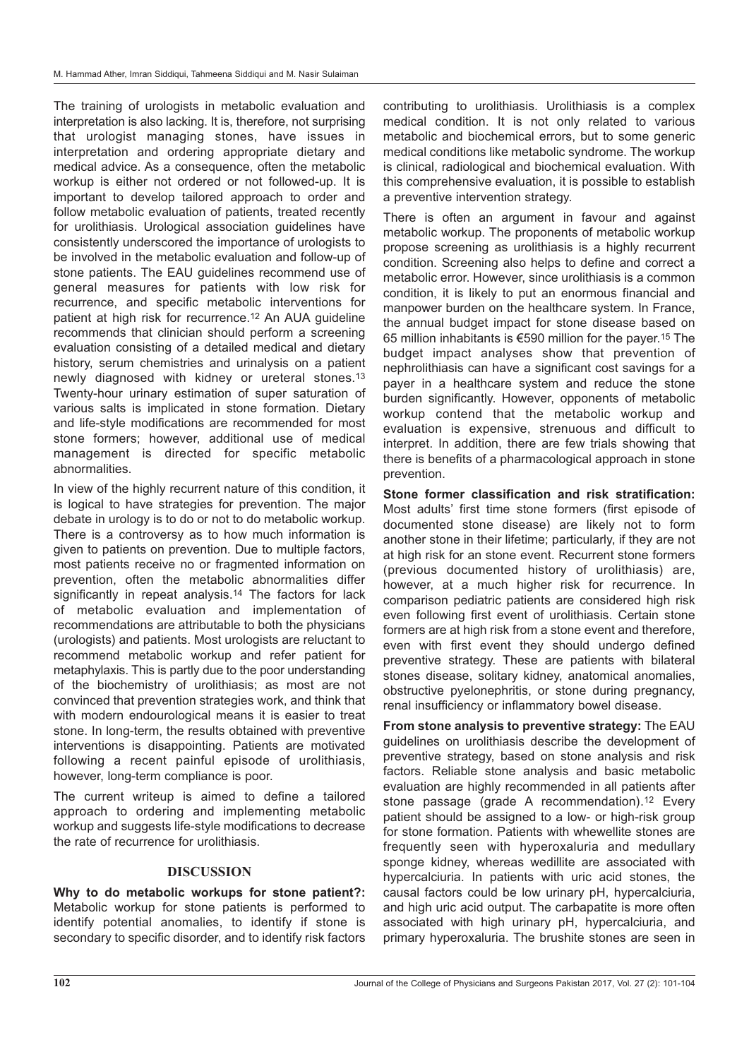The training of urologists in metabolic evaluation and interpretation is also lacking. It is, therefore, not surprising that urologist managing stones, have issues in interpretation and ordering appropriate dietary and medical advice. As a consequence, often the metabolic workup is either not ordered or not followed-up. It is important to develop tailored approach to order and follow metabolic evaluation of patients, treated recently for urolithiasis. Urological association guidelines have consistently underscored the importance of urologists to be involved in the metabolic evaluation and follow-up of stone patients. The EAU guidelines recommend use of general measures for patients with low risk for recurrence, and specific metabolic interventions for patient at high risk for recurrence.[12] An AUA guideline recommends that clinician should perform a screening evaluation consisting of a detailed medical and dietary history, serum chemistries and urinalysis on a patient newly diagnosed with kidney or ureteral stones.[13] Twenty-hour urinary estimation of super saturation of various salts is implicated in stone formation. Dietary and life-style modifications are recommended for most stone formers; however, additional use of medical management is directed for specific metabolic abnormalities.

In view of the highly recurrent nature of this condition, it is logical to have strategies for prevention. The major debate in urology is to do or not to do metabolic workup. There is a controversy as to how much information is given to patients on prevention. Due to multiple factors, most patients receive no or fragmented information on prevention, often the metabolic abnormalities differ significantly in repeat analysis.[14] The factors for lack of metabolic evaluation and implementation of recommendations are attributable to both the physicians (urologists) and patients. Most urologists are reluctant to recommend metabolic workup and refer patient for metaphylaxis. This is partly due to the poor understanding of the biochemistry of urolithiasis; as most are not convinced that prevention strategies work, and think that with modern endourological means it is easier to treat stone. In long-term, the results obtained with preventive interventions is disappointing. Patients are motivated following a recent painful episode of urolithiasis, however, long-term compliance is poor.

The current writeup is aimed to define a tailored approach to ordering and implementing metabolic workup and suggests life-style modifications to decrease the rate of recurrence for urolithiasis.

## DISCUSSION

**Why to do metabolic workups for stone patient?:** Metabolic workup for stone patients is performed to identify potential anomalies, to identify if stone is secondary to specific disorder, and to identify risk factors contributing to urolithiasis. Urolithiasis is a complex medical condition. It is not only related to various metabolic and biochemical errors, but to some generic medical conditions like metabolic syndrome. The workup is clinical, radiological and biochemical evaluation. With this comprehensive evaluation, it is possible to establish a preventive intervention strategy.

There is often an argument in favour and against metabolic workup. The proponents of metabolic workup propose screening as urolithiasis is a highly recurrent condition. Screening also helps to define and correct a metabolic error. However, since urolithiasis is a common condition, it is likely to put an enormous financial and manpower burden on the healthcare system. In France, the annual budget impact for stone disease based on 65 million inhabitants is €590 million for the payer.[15] The budget impact analyses show that prevention of nephrolithiasis can have a significant cost savings for a payer in a healthcare system and reduce the stone burden significantly. However, opponents of metabolic workup contend that the metabolic workup and evaluation is expensive, strenuous and difficult to interpret. In addition, there are few trials showing that there is benefits of a pharmacological approach in stone prevention.

**Stone former classification and risk stratification:** Most adults' first time stone formers (first episode of documented stone disease) are likely not to form another stone in their lifetime; particularly, if they are not at high risk for an stone event. Recurrent stone formers (previous documented history of urolithiasis) are, however, at a much higher risk for recurrence. In comparison pediatric patients are considered high risk even following first event of urolithiasis. Certain stone formers are at high risk from a stone event and therefore, even with first event they should undergo defined preventive strategy. These are patients with bilateral stones disease, solitary kidney, anatomical anomalies, obstructive pyelonephritis, or stone during pregnancy, renal insufficiency or inflammatory bowel disease.

**From stone analysis to preventive strategy:** The EAU guidelines on urolithiasis describe the development of preventive strategy, based on stone analysis and risk factors. Reliable stone analysis and basic metabolic evaluation are highly recommended in all patients after stone passage (grade A recommendation).[12] Every patient should be assigned to a low- or high-risk group for stone formation. Patients with whewellite stones are frequently seen with hyperoxaluria and medullary sponge kidney, whereas wedillite are associated with hypercalciuria. In patients with uric acid stones, the causal factors could be low urinary pH, hypercalciuria, and high uric acid output. The carbapatite is more often associated with high urinary pH, hypercalciuria, and primary hyperoxaluria. The brushite stones are seen in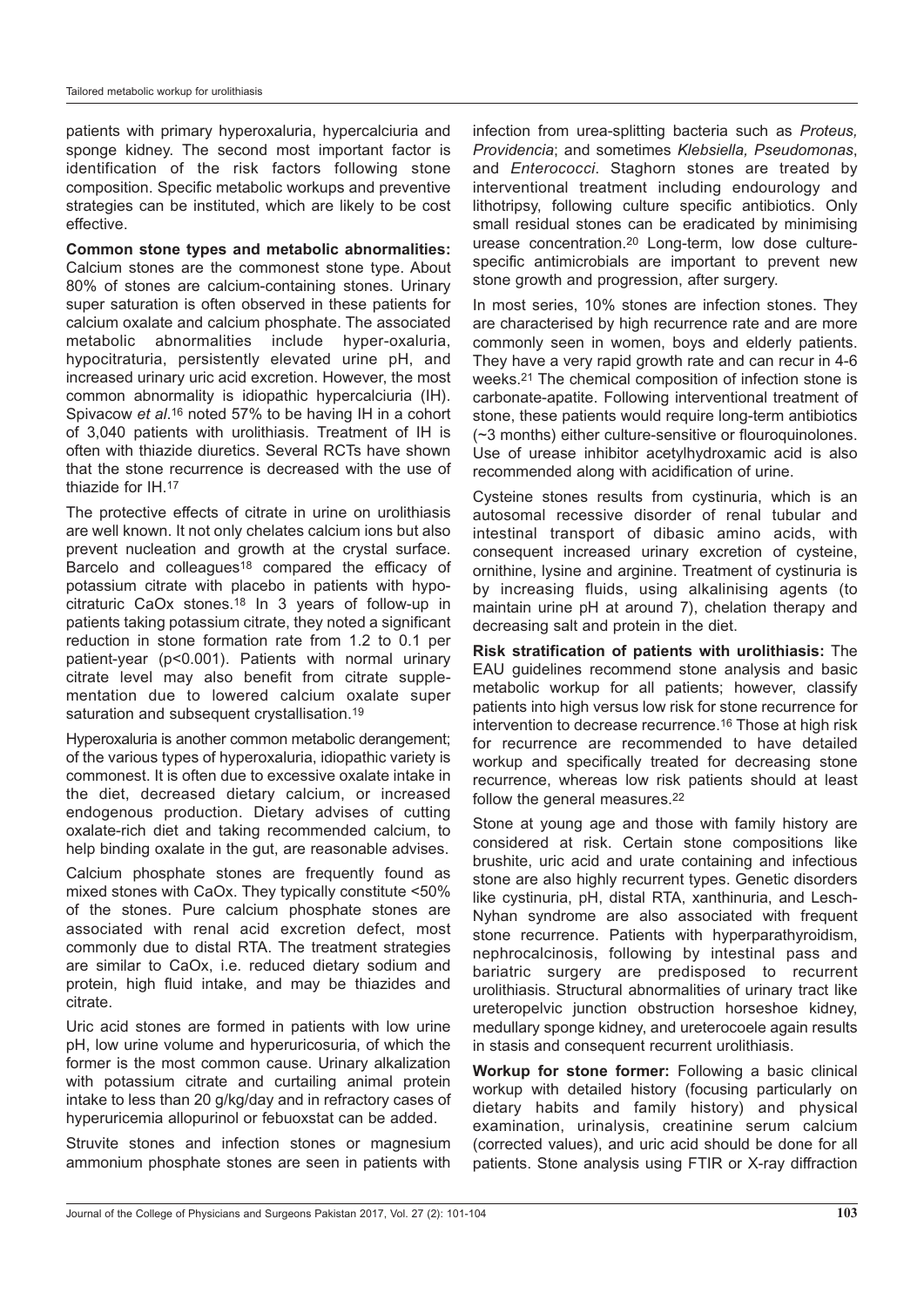patients with primary hyperoxaluria, hypercalciuria and sponge kidney. The second most important factor is identification of the risk factors following stone composition. Specific metabolic workups and preventive strategies can be instituted, which are likely to be cost effective.

**Common stone types and metabolic abnormalities:** Calcium stones are the commonest stone type. About 80% of stones are calcium-containing stones. Urinary super saturation is often observed in these patients for calcium oxalate and calcium phosphate. The associated metabolic abnormalities include hyper-oxaluria, hypocitraturia, persistently elevated urine pH, and increased urinary uric acid excretion. However, the most common abnormality is idiopathic hypercalciuria (IH). Spivacow *et al*.[16] noted 57% to be having IH in a cohort of 3,040 patients with urolithiasis. Treatment of IH is often with thiazide diuretics. Several RCTs have shown that the stone recurrence is decreased with the use of thiazide for IH.[17]

The protective effects of citrate in urine on urolithiasis are well known. It not only chelates calcium ions but also prevent nucleation and growth at the crystal surface. Barcelo and colleagues[18] compared the efficacy of potassium citrate with placebo in patients with hypocitraturic CaOx stones.[18] In 3 years of follow-up in patients taking potassium citrate, they noted a significant reduction in stone formation rate from 1.2 to 0.1 per patient-year ($p<0.001$). Patients with normal urinary citrate level may also benefit from citrate supplementation due to lowered calcium oxalate super saturation and subsequent crystallisation.[19]

Hyperoxaluria is another common metabolic derangement; of the various types of hyperoxaluria, idiopathic variety is commonest. It is often due to excessive oxalate intake in the diet, decreased dietary calcium, or increased endogenous production. Dietary advises of cutting oxalate-rich diet and taking recommended calcium, to help binding oxalate in the gut, are reasonable advises.

Calcium phosphate stones are frequently found as mixed stones with CaOx. They typically constitute <50% of the stones. Pure calcium phosphate stones are associated with renal acid excretion defect, most commonly due to distal RTA. The treatment strategies are similar to CaOx, i.e. reduced dietary sodium and protein, high fluid intake, and may be thiazides and citrate.

Uric acid stones are formed in patients with low urine pH, low urine volume and hyperuricosuria, of which the former is the most common cause. Urinary alkalization with potassium citrate and curtailing animal protein intake to less than 20 g/kg/day and in refractory cases of hyperuricemia allopurinol or febuoxstat can be added.

Struvite stones and infection stones or magnesium ammonium phosphate stones are seen in patients with infection from urea-splitting bacteria such as *Proteus, Providencia*; and sometimes *Klebsiella, Pseudomonas*, and *Enterococci*. Staghorn stones are treated by interventional treatment including endourology and lithotripsy, following culture specific antibiotics. Only small residual stones can be eradicated by minimising urease concentration.[20] Long-term, low dose culture-specific antimicrobials are important to prevent new stone growth and progression, after surgery.

In most series, 10% stones are infection stones. They are characterised by high recurrence rate and are more commonly seen in women, boys and elderly patients. They have a very rapid growth rate and can recur in 4-6 weeks.[21] The chemical composition of infection stone is carbonate-apatite. Following interventional treatment of stone, these patients would require long-term antibiotics (~3 months) either culture-sensitive or flouroquinolones. Use of urease inhibitor acetylhydroxamic acid is also recommended along with acidification of urine.

Cysteine stones results from cystinuria, which is an autosomal recessive disorder of renal tubular and intestinal transport of dibasic amino acids, with consequent increased urinary excretion of cysteine, ornithine, lysine and arginine. Treatment of cystinuria is by increasing fluids, using alkalinising agents (to maintain urine pH at around 7), chelation therapy and decreasing salt and protein in the diet.

**Risk stratification of patients with urolithiasis:** The EAU guidelines recommend stone analysis and basic metabolic workup for all patients; however, classify patients into high versus low risk for stone recurrence for intervention to decrease recurrence.[16] Those at high risk for recurrence are recommended to have detailed workup and specifically treated for decreasing stone recurrence, whereas low risk patients should at least follow the general measures.[22]

Stone at young age and those with family history are considered at risk. Certain stone compositions like brushite, uric acid and urate containing and infectious stone are also highly recurrent types. Genetic disorders like cystinuria, pH, distal RTA, xanthinuria, and Lesch-Nyhan syndrome are also associated with frequent stone recurrence. Patients with hyperparathyroidism, nephrocalcinosis, following by intestinal pass and bariatric surgery are predisposed to recurrent urolithiasis. Structural abnormalities of urinary tract like ureteropelvic junction obstruction horseshoe kidney, medullary sponge kidney, and ureterocoele again results in stasis and consequent recurrent urolithiasis.

**Workup for stone former:** Following a basic clinical workup with detailed history (focusing particularly on dietary habits and family history) and physical examination, urinalysis, creatinine serum calcium (corrected values), and uric acid should be done for all patients. Stone analysis using FTIR or X-ray diffraction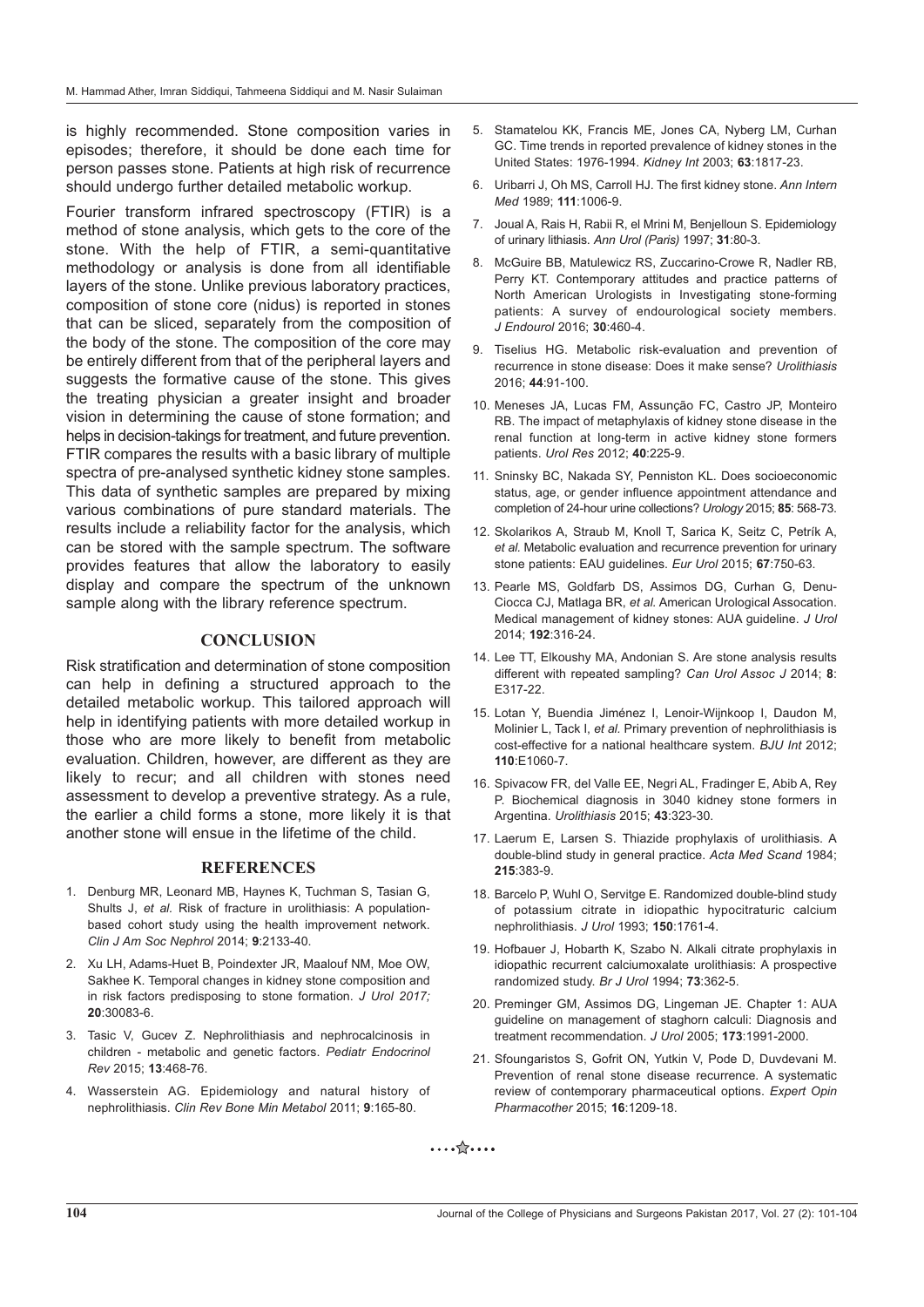is highly recommended. Stone composition varies in episodes; therefore, it should be done each time for person passes stone. Patients at high risk of recurrence should undergo further detailed metabolic workup.

Fourier transform infrared spectroscopy (FTIR) is a method of stone analysis, which gets to the core of the stone. With the help of FTIR, a semi-quantitative methodology or analysis is done from all identifiable layers of the stone. Unlike previous laboratory practices, composition of stone core (nidus) is reported in stones that can be sliced, separately from the composition of the body of the stone. The composition of the core may be entirely different from that of the peripheral layers and suggests the formative cause of the stone. This gives the treating physician a greater insight and broader vision in determining the cause of stone formation; and helps in decision-takings for treatment, and future prevention. FTIR compares the results with a basic library of multiple spectra of pre-analysed synthetic kidney stone samples. This data of synthetic samples are prepared by mixing various combinations of pure standard materials. The results include a reliability factor for the analysis, which can be stored with the sample spectrum. The software provides features that allow the laboratory to easily display and compare the spectrum of the unknown sample along with the library reference spectrum.

## CONCLUSION

Risk stratification and determination of stone composition can help in defining a structured approach to the detailed metabolic workup. This tailored approach will help in identifying patients with more detailed workup in those who are more likely to benefit from metabolic evaluation. Children, however, are different as they are likely to recur; and all children with stones need assessment to develop a preventive strategy. As a rule, the earlier a child forms a stone, more likely it is that another stone will ensue in the lifetime of the child.

## REFERENCES

1. Denburg MR, Leonard MB, Haynes K, Tuchman S, Tasian G, Shults J, *et al.* Risk of fracture in urolithiasis: A population-based cohort study using the health improvement network. *Clin J Am Soc Nephrol* 2014; **9**:2133-40.
2. Xu LH, Adams-Huet B, Poindexter JR, Maalouf NM, Moe OW, Sakhee K. Temporal changes in kidney stone composition and in risk factors predisposing to stone formation. *J Urol 2017;* **20**:30083-6.
3. Tasic V, Gucev Z. Nephrolithiasis and nephrocalcinosis in children - metabolic and genetic factors. *Pediatr Endocrinol Rev* 2015; **13**:468-76.
4. Wasserstein AG. Epidemiology and natural history of nephrolithiasis. *Clin Rev Bone Min Metabol* 2011; **9**:165-80.
5. Stamatelou KK, Francis ME, Jones CA, Nyberg LM, Curhan GC. Time trends in reported prevalence of kidney stones in the United States: 1976-1994. *Kidney Int* 2003; **63**:1817-23.
6. Uribarri J, Oh MS, Carroll HJ. The first kidney stone. *Ann Intern Med* 1989; **111**:1006-9.
7. Joual A, Rais H, Rabii R, el Mrini M, Benjelloun S. Epidemiology of urinary lithiasis. *Ann Urol (Paris)* 1997; **31**:80-3.
8. McGuire BB, Matulewicz RS, Zuccarino-Crowe R, Nadler RB, Perry KT. Contemporary attitudes and practice patterns of North American Urologists in Investigating stone-forming patients: A survey of endourological society members. *J Endourol* 2016; **30**:460-4.
9. Tiselius HG. Metabolic risk-evaluation and prevention of recurrence in stone disease: Does it make sense? *Urolithiasis* 2016; **44**:91-100.
10. Meneses JA, Lucas FM, Assunção FC, Castro JP, Monteiro RB. The impact of metaphylaxis of kidney stone disease in the renal function at long-term in active kidney stone formers patients. *Urol Res* 2012; **40**:225-9.
11. Sninsky BC, Nakada SY, Penniston KL. Does socioeconomic status, age, or gender influence appointment attendance and completion of 24-hour urine collections? *Urology* 2015; **85**: 568-73.
12. Skolarikos A, Straub M, Knoll T, Sarica K, Seitz C, Petrík A, *et al.* Metabolic evaluation and recurrence prevention for urinary stone patients: EAU guidelines. *Eur Urol* 2015; **67**:750-63.
13. Pearle MS, Goldfarb DS, Assimos DG, Curhan G, Denu-Ciocca CJ, Matlaga BR, *et al.* American Urological Assocation. Medical management of kidney stones: AUA guideline. *J Urol* 2014; **192**:316-24.
14. Lee TT, Elkoushy MA, Andonian S. Are stone analysis results different with repeated sampling? *Can Urol Assoc J* 2014; **8**: E317-22.
15. Lotan Y, Buendia Jiménez I, Lenoir-Wijnkoop I, Daudon M, Molinier L, Tack I, *et al.* Primary prevention of nephrolithiasis is cost-effective for a national healthcare system. *BJU Int* 2012; **110**:E1060-7.
16. Spivacow FR, del Valle EE, Negri AL, Fradinger E, Abib A, Rey P. Biochemical diagnosis in 3040 kidney stone formers in Argentina. *Urolithiasis* 2015; **43**:323-30.
17. Laerum E, Larsen S. Thiazide prophylaxis of urolithiasis. A double-blind study in general practice. *Acta Med Scand* 1984; **215**:383-9.
18. Barcelo P, Wuhl O, Servitge E. Randomized double-blind study of potassium citrate in idiopathic hypocitraturic calcium nephrolithiasis. *J Urol* 1993; **150**:1761-4.
19. Hofbauer J, Hobarth K, Szabo N. Alkali citrate prophylaxis in idiopathic recurrent calciumoxalate urolithiasis: A prospective randomized study. *Br J Urol* 1994; **73**:362-5.
20. Preminger GM, Assimos DG, Lingeman JE. Chapter 1: AUA guideline on management of staghorn calculi: Diagnosis and treatment recommendation. *J Urol* 2005; **173**:1991-2000.
21. Sfoungaristos S, Gofrit ON, Yutkin V, Pode D, Duvdevani M. Prevention of renal stone disease recurrence. A systematic review of contemporary pharmaceutical options. *Expert Opin Pharmacother* 2015; **16**:1209-18.